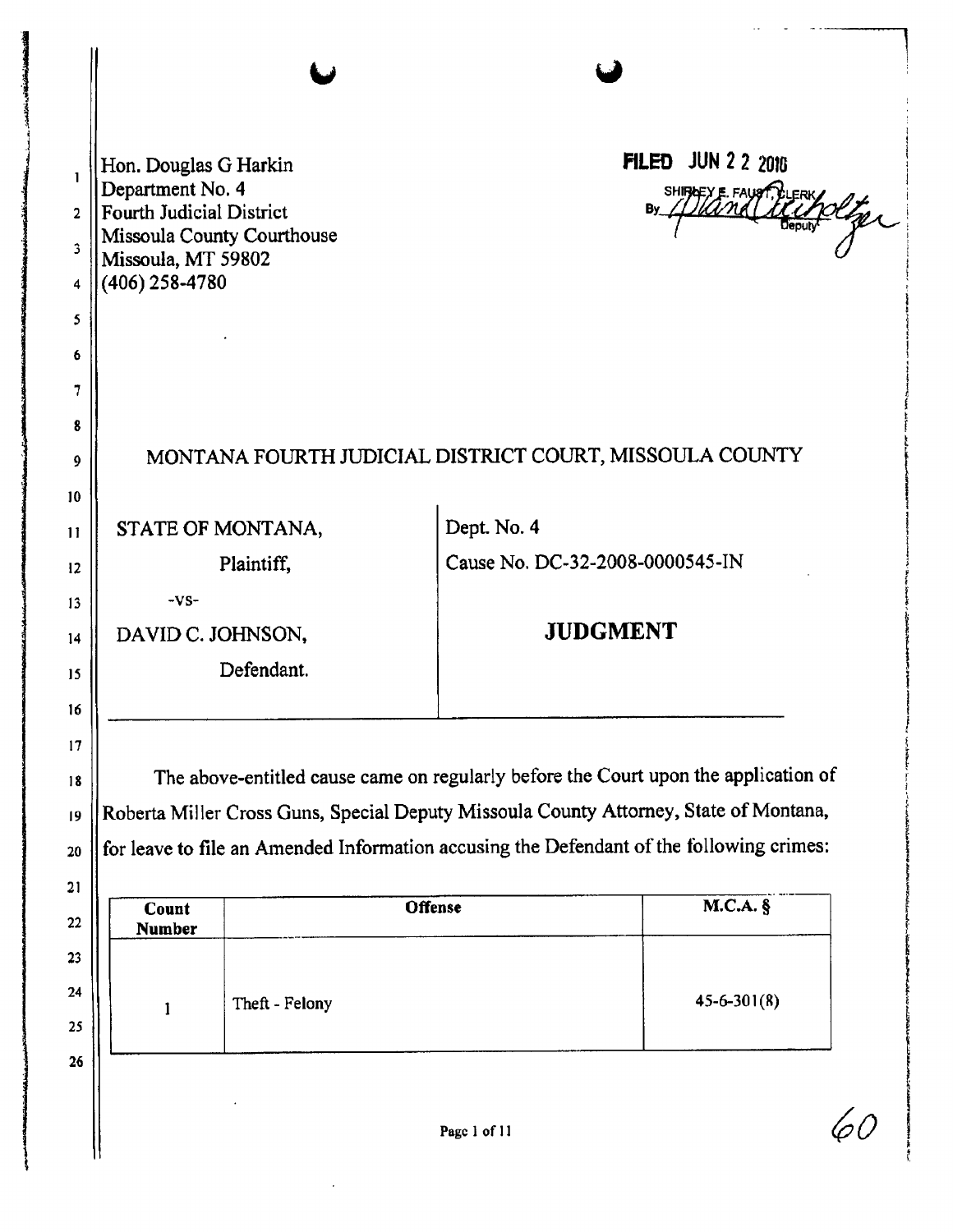Hon. Douglas G Harkin
Department No. 4
Fourth Judicial District
Missoula County Courthouse
Missoula, MT 59802
(406) 258-4780

**FILED JUN 2 2 2010**
SHIRLEY E. FAUST, CLERK
By Diane Oechsholtzer Deputy

# MONTANA FOURTH JUDICIAL DISTRICT COURT, MISSOULA COUNTY

STATE OF MONTANA,
Plaintiff,

-vs-

DAVID C. JOHNSON,
Defendant.

Dept. No. 4
Cause No. DC-32-2008-0000545-IN

## JUDGMENT

The above-entitled cause came on regularly before the Court upon the application of Roberta Miller Cross Guns, Special Deputy Missoula County Attorney, State of Montana, for leave to file an Amended Information accusing the Defendant of the following crimes:

| Count Number | Offense | M.C.A. § |
|---|---|---|
| 1 | Theft - Felony | 45-6-301(8) |

60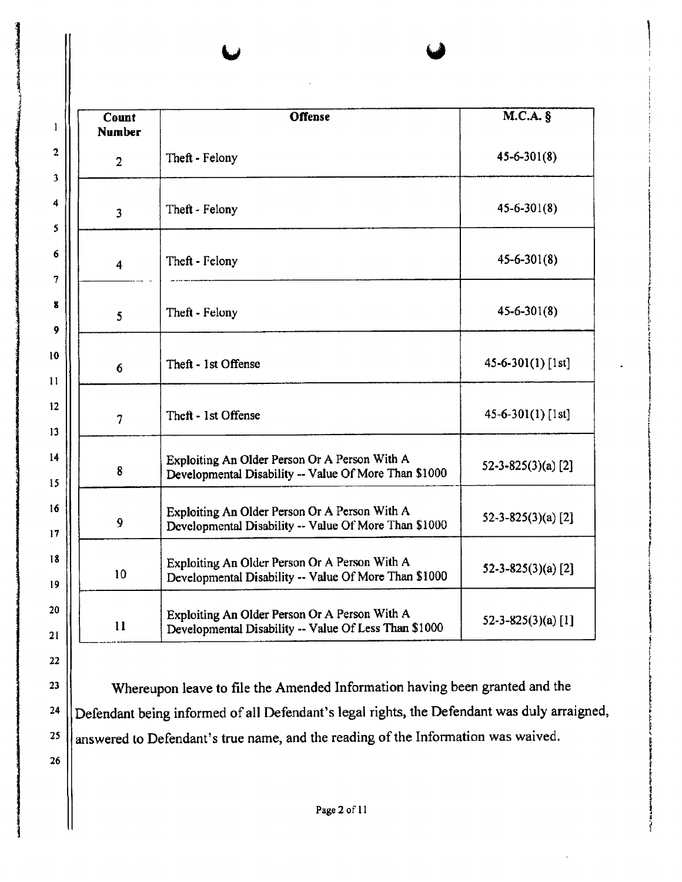| Count Number | Offense | M.C.A. § |
|---|---|---|
| 2 | Theft - Felony | 45-6-301(8) |
| 3 | Theft - Felony | 45-6-301(8) |
| 4 | Theft - Felony | 45-6-301(8) |
| 5 | Theft - Felony | 45-6-301(8) |
| 6 | Theft - 1st Offense | 45-6-301(1) [1st] |
| 7 | Theft - 1st Offense | 45-6-301(1) [1st] |
| 8 | Exploiting An Older Person Or A Person With A Developmental Disability -- Value Of More Than $1000 | 52-3-825(3)(a) [2] |
| 9 | Exploiting An Older Person Or A Person With A Developmental Disability -- Value Of More Than $1000 | 52-3-825(3)(a) [2] |
| 10 | Exploiting An Older Person Or A Person With A Developmental Disability -- Value Of More Than $1000 | 52-3-825(3)(a) [2] |
| 11 | Exploiting An Older Person Or A Person With A Developmental Disability -- Value Of Less Than $1000 | 52-3-825(3)(a) [1] |

Whereupon leave to file the Amended Information having been granted and the Defendant being informed of all Defendant's legal rights, the Defendant was duly arraigned, answered to Defendant's true name, and the reading of the Information was waived.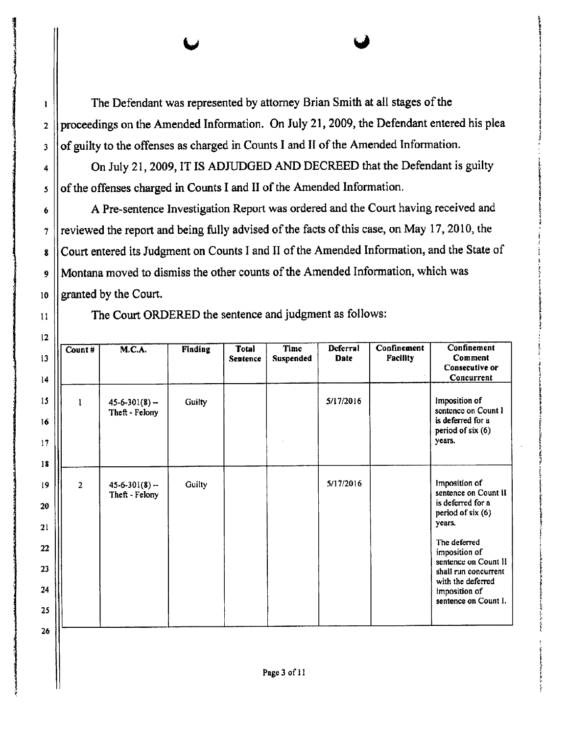The Defendant was represented by attorney Brian Smith at all stages of the proceedings on the Amended Information. On July 21, 2009, the Defendant entered his plea of guilty to the offenses as charged in Counts I and II of the Amended Information.

On July 21, 2009, IT IS ADJUDGED AND DECREED that the Defendant is guilty of the offenses charged in Counts I and II of the Amended Information.

A Pre-sentence Investigation Report was ordered and the Court having received and reviewed the report and being fully advised of the facts of this case, on May 17, 2010, the Court entered its Judgment on Counts I and II of the Amended Information, and the State of Montana moved to dismiss the other counts of the Amended Information, which was granted by the Court.

The Court ORDERED the sentence and judgment as follows:

| Count # | M.C.A. | Finding | Total Sentence | Time Suspended | Deferral Date | Confinement Facility | Confinement Comment Consecutive or Concurrent |
|---|---|---|---|---|---|---|---|
| 1 | 45-6-301(8) -- Theft - Felony | Guilty | | | 5/17/2016 | | Imposition of sentence on Count I is deferred for a period of six (6) years. |
| 2 | 45-6-301(8) -- Theft - Felony | Guilty | | | 5/17/2016 | | Imposition of sentence on Count II is deferred for a period of six (6) years. The deferred imposition of sentence on Count II shall run concurrent with the deferred imposition of sentence on Count I. |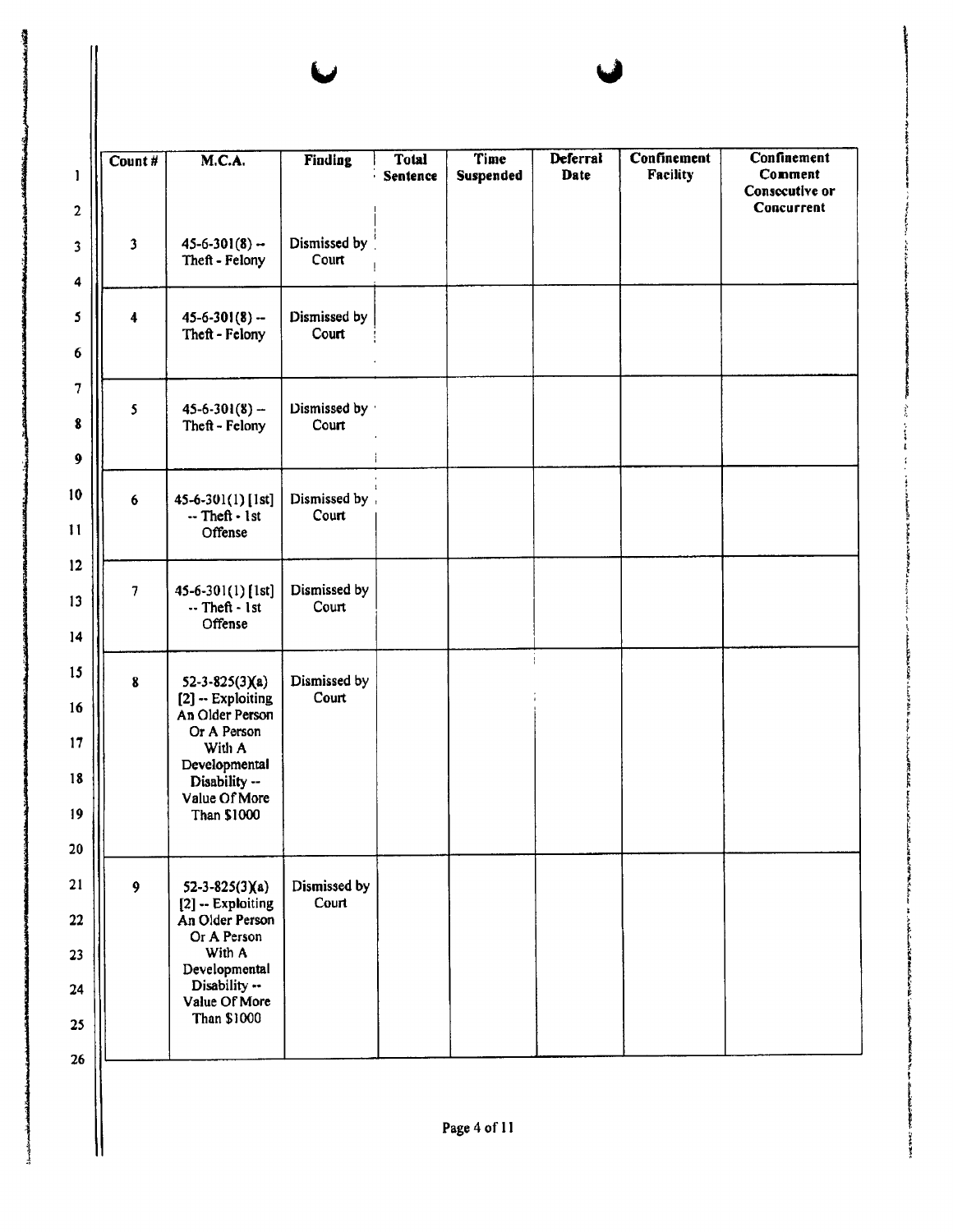| Count # | M.C.A. | Finding | Total Sentence | Time Suspended | Deferral Date | Confinement Facility | Confinement Comment Consecutive or Concurrent |
|---|---|---|---|---|---|---|---|
| 3 | 45-6-301(8) -- Theft - Felony | Dismissed by Court | | | | | |
| 4 | 45-6-301(8) -- Theft - Felony | Dismissed by Court | | | | | |
| 5 | 45-6-301(8) -- Theft - Felony | Dismissed by Court | | | | | |
| 6 | 45-6-301(1) [1st] -- Theft - 1st Offense | Dismissed by Court | | | | | |
| 7 | 45-6-301(1) [1st] -- Theft - 1st Offense | Dismissed by Court | | | | | |
| 8 | 52-3-825(3)(a) [2] -- Exploiting An Older Person Or A Person With A Developmental Disability -- Value Of More Than $1000 | Dismissed by Court | | | | | |
| 9 | 52-3-825(3)(a) [2] -- Exploiting An Older Person Or A Person With A Developmental Disability -- Value Of More Than $1000 | Dismissed by Court | | | | | |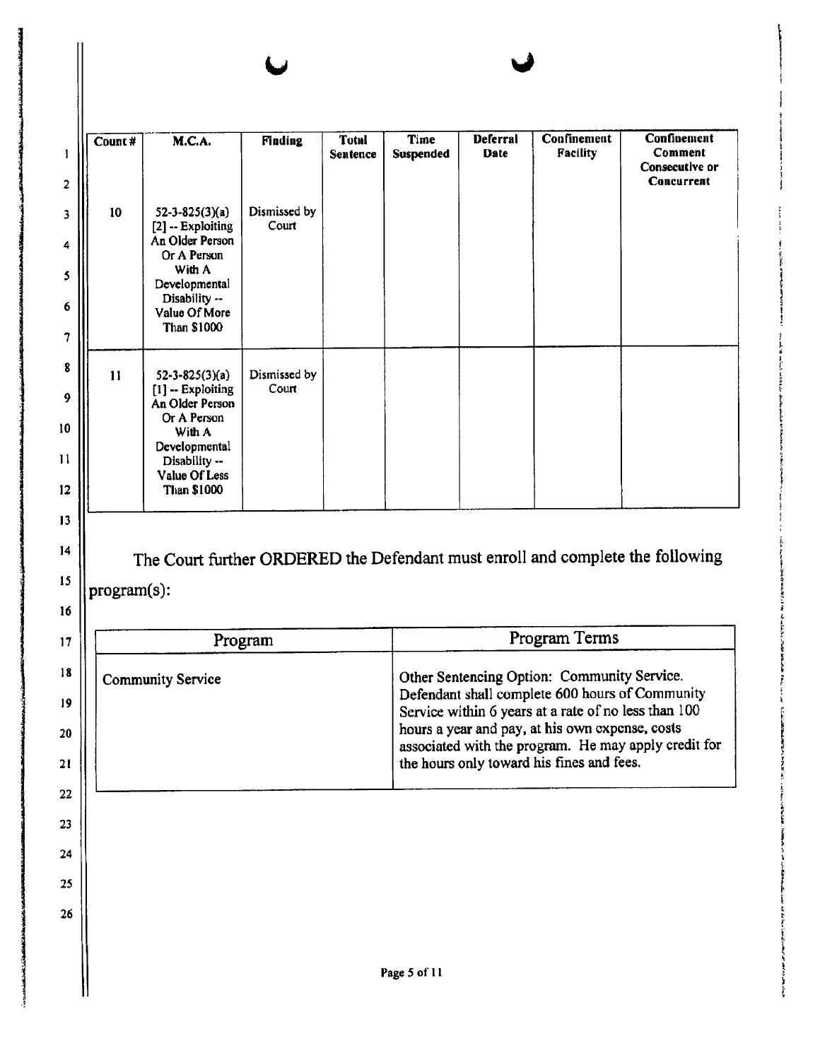| Count # | M.C.A. | Finding | Total Sentence | Time Suspended | Deferral Date | Confinement Facility | Confinement Comment Consecutive or Concurrent |
|---|---|---|---|---|---|---|---|
| 10 | 52-3-825(3)(a) [2] -- Exploiting An Older Person Or A Person With A Developmental Disability -- Value Of More Than $1000 | Dismissed by Court | | | | | |
| 11 | 52-3-825(3)(a) [1] -- Exploiting An Older Person Or A Person With A Developmental Disability -- Value Of Less Than $1000 | Dismissed by Court | | | | | |

The Court further ORDERED the Defendant must enroll and complete the following program(s):

| Program | Program Terms |
|---|---|
| Community Service | Other Sentencing Option: Community Service. Defendant shall complete 600 hours of Community Service within 6 years at a rate of no less than 100 hours a year and pay, at his own expense, costs associated with the program. He may apply credit for the hours only toward his fines and fees. |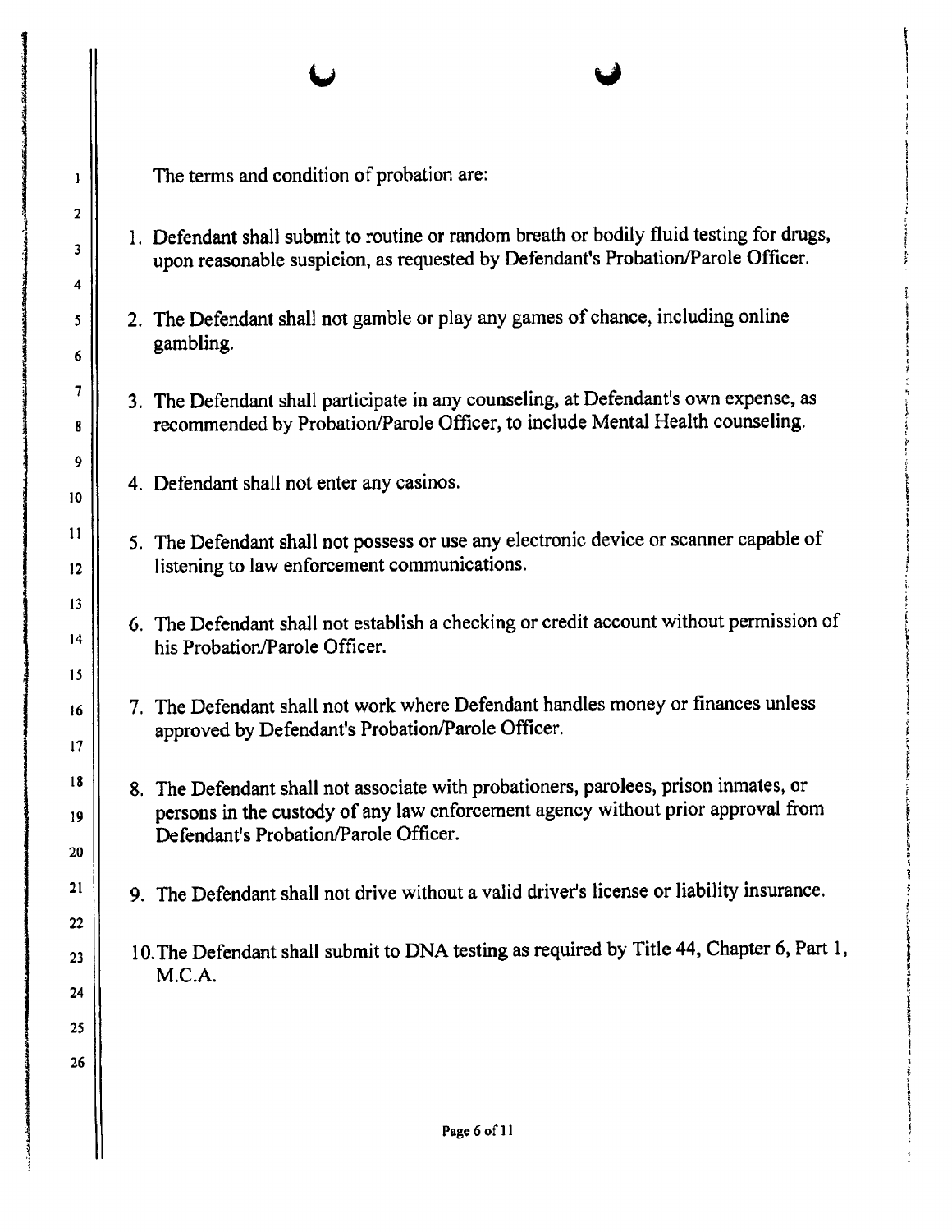The terms and condition of probation are:

1. Defendant shall submit to routine or random breath or bodily fluid testing for drugs, upon reasonable suspicion, as requested by Defendant's Probation/Parole Officer.

2. The Defendant shall not gamble or play any games of chance, including online gambling.

3. The Defendant shall participate in any counseling, at Defendant's own expense, as recommended by Probation/Parole Officer, to include Mental Health counseling.

4. Defendant shall not enter any casinos.

5. The Defendant shall not possess or use any electronic device or scanner capable of listening to law enforcement communications.

6. The Defendant shall not establish a checking or credit account without permission of his Probation/Parole Officer.

7. The Defendant shall not work where Defendant handles money or finances unless approved by Defendant's Probation/Parole Officer.

8. The Defendant shall not associate with probationers, parolees, prison inmates, or persons in the custody of any law enforcement agency without prior approval from Defendant's Probation/Parole Officer.

9. The Defendant shall not drive without a valid driver's license or liability insurance.

10. The Defendant shall submit to DNA testing as required by Title 44, Chapter 6, Part 1, M.C.A.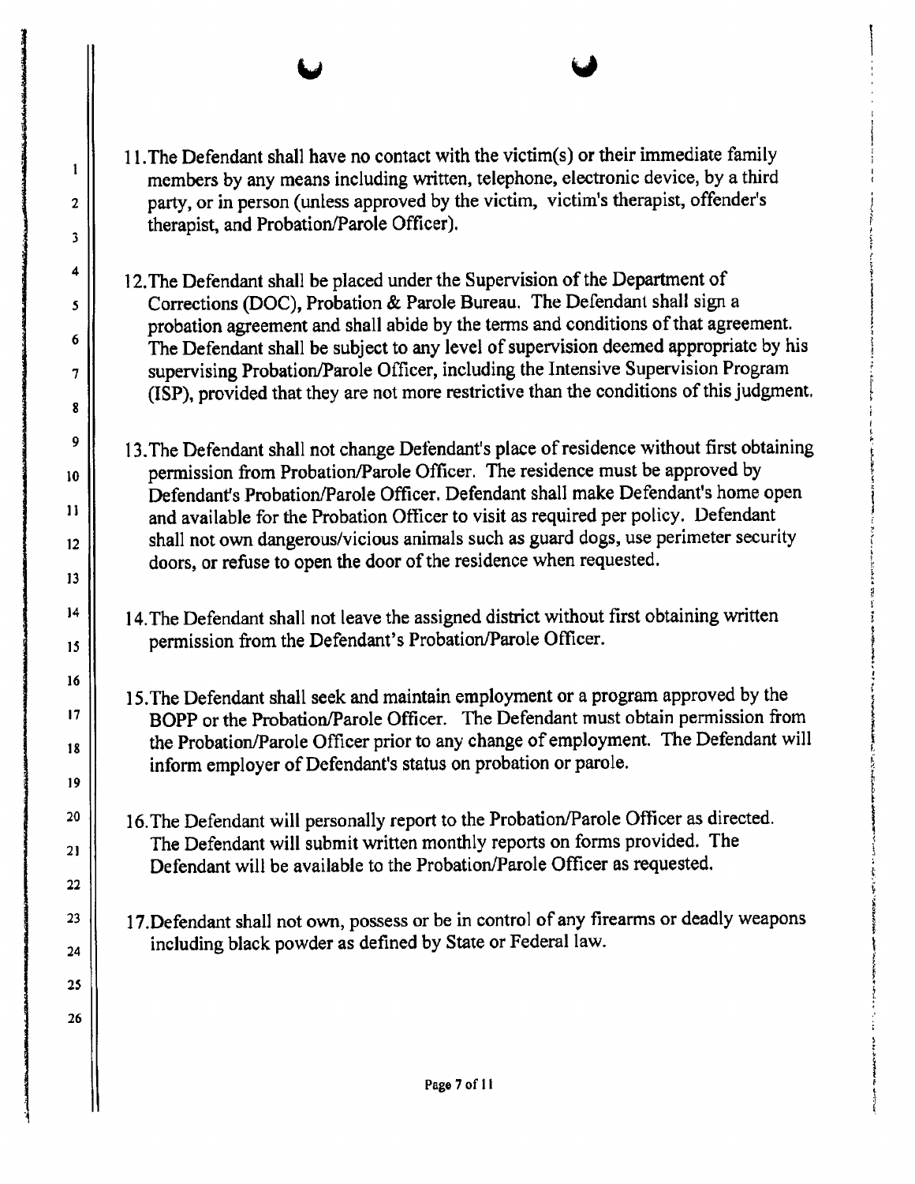11. The Defendant shall have no contact with the victim(s) or their immediate family members by any means including written, telephone, electronic device, by a third party, or in person (unless approved by the victim, victim's therapist, offender's therapist, and Probation/Parole Officer).

12. The Defendant shall be placed under the Supervision of the Department of Corrections (DOC), Probation & Parole Bureau. The Defendant shall sign a probation agreement and shall abide by the terms and conditions of that agreement. The Defendant shall be subject to any level of supervision deemed appropriate by his supervising Probation/Parole Officer, including the Intensive Supervision Program (ISP), provided that they are not more restrictive than the conditions of this judgment.

13. The Defendant shall not change Defendant's place of residence without first obtaining permission from Probation/Parole Officer. The residence must be approved by Defendant's Probation/Parole Officer. Defendant shall make Defendant's home open and available for the Probation Officer to visit as required per policy. Defendant shall not own dangerous/vicious animals such as guard dogs, use perimeter security doors, or refuse to open the door of the residence when requested.

14. The Defendant shall not leave the assigned district without first obtaining written permission from the Defendant's Probation/Parole Officer.

15. The Defendant shall seek and maintain employment or a program approved by the BOPP or the Probation/Parole Officer. The Defendant must obtain permission from the Probation/Parole Officer prior to any change of employment. The Defendant will inform employer of Defendant's status on probation or parole.

16. The Defendant will personally report to the Probation/Parole Officer as directed. The Defendant will submit written monthly reports on forms provided. The Defendant will be available to the Probation/Parole Officer as requested.

17. Defendant shall not own, possess or be in control of any firearms or deadly weapons including black powder as defined by State or Federal law.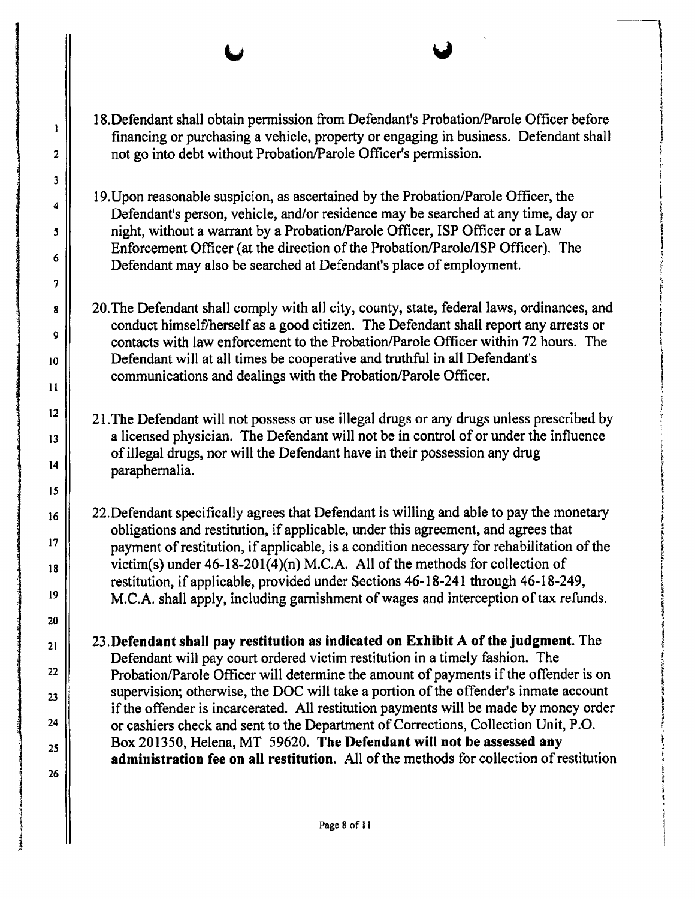18. Defendant shall obtain permission from Defendant's Probation/Parole Officer before financing or purchasing a vehicle, property or engaging in business. Defendant shall not go into debt without Probation/Parole Officer's permission.

19. Upon reasonable suspicion, as ascertained by the Probation/Parole Officer, the Defendant's person, vehicle, and/or residence may be searched at any time, day or night, without a warrant by a Probation/Parole Officer, ISP Officer or a Law Enforcement Officer (at the direction of the Probation/Parole/ISP Officer). The Defendant may also be searched at Defendant's place of employment.

20. The Defendant shall comply with all city, county, state, federal laws, ordinances, and conduct himself/herself as a good citizen. The Defendant shall report any arrests or contacts with law enforcement to the Probation/Parole Officer within 72 hours. The Defendant will at all times be cooperative and truthful in all Defendant's communications and dealings with the Probation/Parole Officer.

21. The Defendant will not possess or use illegal drugs or any drugs unless prescribed by a licensed physician. The Defendant will not be in control of or under the influence of illegal drugs, nor will the Defendant have in their possession any drug paraphernalia.

22. Defendant specifically agrees that Defendant is willing and able to pay the monetary obligations and restitution, if applicable, under this agreement, and agrees that payment of restitution, if applicable, is a condition necessary for rehabilitation of the victim(s) under 46-18-201(4)(n) M.C.A. All of the methods for collection of restitution, if applicable, provided under Sections 46-18-241 through 46-18-249, M.C.A. shall apply, including garnishment of wages and interception of tax refunds.

23. **Defendant shall pay restitution as indicated on Exhibit A of the judgment.** The Defendant will pay court ordered victim restitution in a timely fashion. The Probation/Parole Officer will determine the amount of payments if the offender is on supervision; otherwise, the DOC will take a portion of the offender's inmate account if the offender is incarcerated. All restitution payments will be made by money order or cashiers check and sent to the Department of Corrections, Collection Unit, P.O. Box 201350, Helena, MT 59620. **The Defendant will not be assessed any administration fee on all restitution.** All of the methods for collection of restitution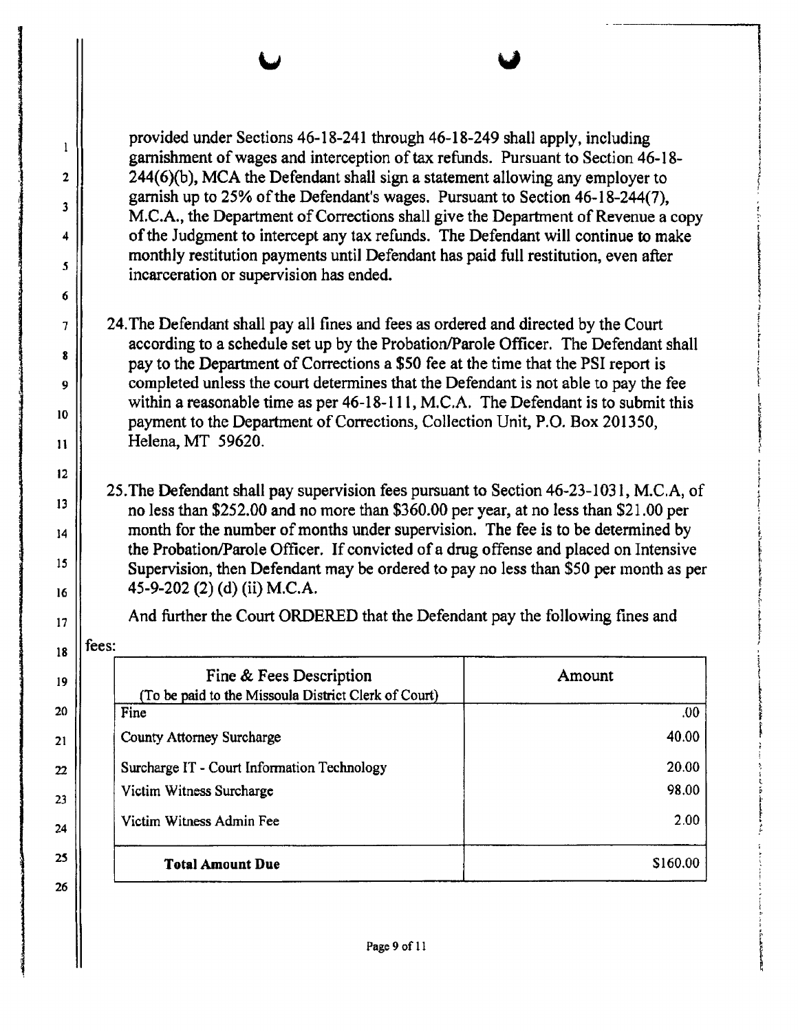provided under Sections 46-18-241 through 46-18-249 shall apply, including garnishment of wages and interception of tax refunds. Pursuant to Section 46-18-244(6)(b), MCA the Defendant shall sign a statement allowing any employer to garnish up to 25% of the Defendant's wages. Pursuant to Section 46-18-244(7), M.C.A., the Department of Corrections shall give the Department of Revenue a copy of the Judgment to intercept any tax refunds. The Defendant will continue to make monthly restitution payments until Defendant has paid full restitution, even after incarceration or supervision has ended.

24. The Defendant shall pay all fines and fees as ordered and directed by the Court according to a schedule set up by the Probation/Parole Officer. The Defendant shall pay to the Department of Corrections a $50 fee at the time that the PSI report is completed unless the court determines that the Defendant is not able to pay the fee within a reasonable time as per 46-18-111, M.C.A. The Defendant is to submit this payment to the Department of Corrections, Collection Unit, P.O. Box 201350, Helena, MT 59620.

25. The Defendant shall pay supervision fees pursuant to Section 46-23-1031, M.C.A, of no less than $252.00 and no more than $360.00 per year, at no less than $21.00 per month for the number of months under supervision. The fee is to be determined by the Probation/Parole Officer. If convicted of a drug offense and placed on Intensive Supervision, then Defendant may be ordered to pay no less than $50 per month as per 45-9-202 (2) (d) (ii) M.C.A.

And further the Court ORDERED that the Defendant pay the following fines and fees:

| Fine & Fees Description (To be paid to the Missoula District Clerk of Court) | Amount |
|---|---|
| Fine | .00 |
| County Attorney Surcharge | 40.00 |
| Surcharge IT - Court Information Technology | 20.00 |
| Victim Witness Surcharge | 98.00 |
| Victim Witness Admin Fee | 2.00 |
| **Total Amount Due** | $160.00 |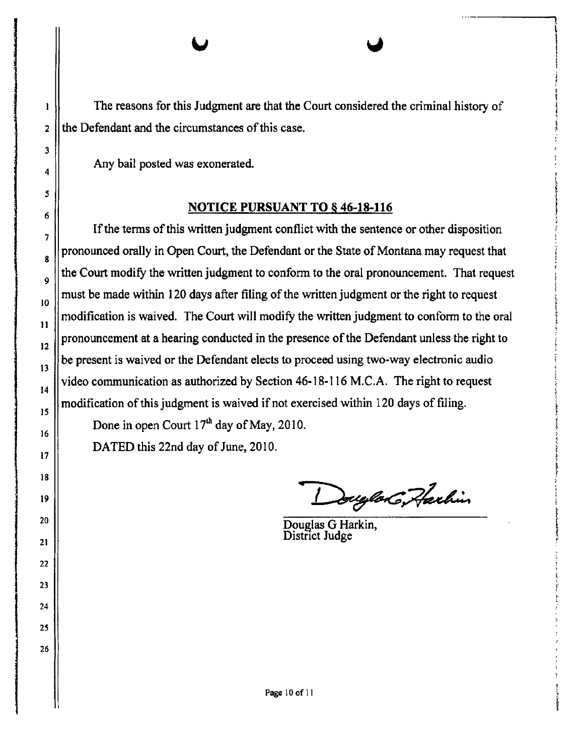The reasons for this Judgment are that the Court considered the criminal history of the Defendant and the circumstances of this case.

Any bail posted was exonerated.

**NOTICE PURSUANT TO § 46-18-116**

If the terms of this written judgment conflict with the sentence or other disposition pronounced orally in Open Court, the Defendant or the State of Montana may request that the Court modify the written judgment to conform to the oral pronouncement. That request must be made within 120 days after filing of the written judgment or the right to request modification is waived. The Court will modify the written judgment to conform to the oral pronouncement at a hearing conducted in the presence of the Defendant unless the right to be present is waived or the Defendant elects to proceed using two-way electronic audio video communication as authorized by Section 46-18-116 M.C.A. The right to request modification of this judgment is waived if not exercised within 120 days of filing.

Done in open Court 17th day of May, 2010.

DATED this 22nd day of June, 2010.

Douglas G Harkin,
District Judge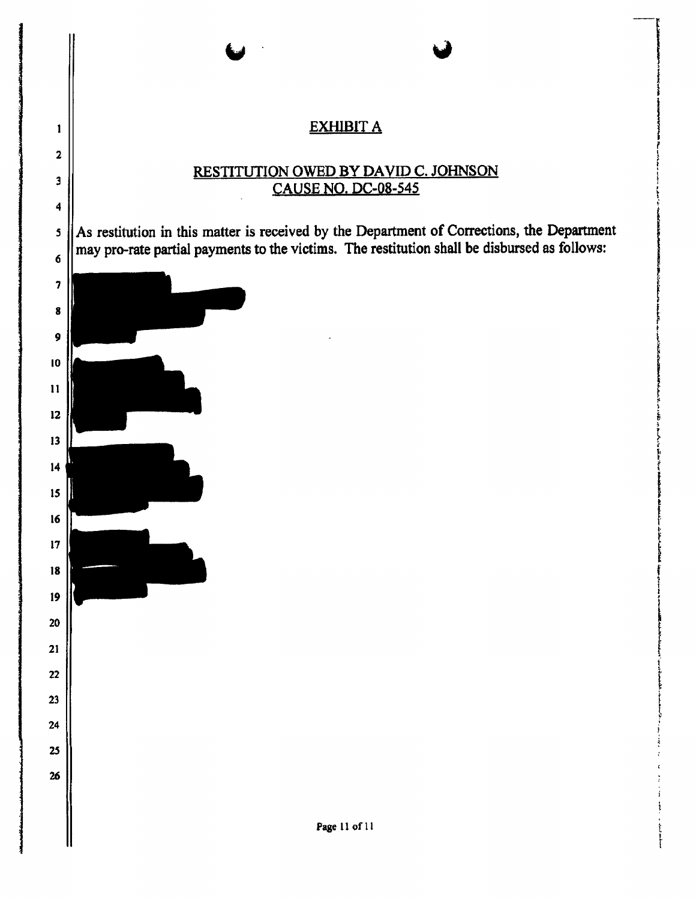## EXHIBIT A

### RESTITUTION OWED BY DAVID C. JOHNSON
### CAUSE NO. DC-08-545

As restitution in this matter is received by the Department of Corrections, the Department may pro-rate partial payments to the victims. The restitution shall be disbursed as follows: